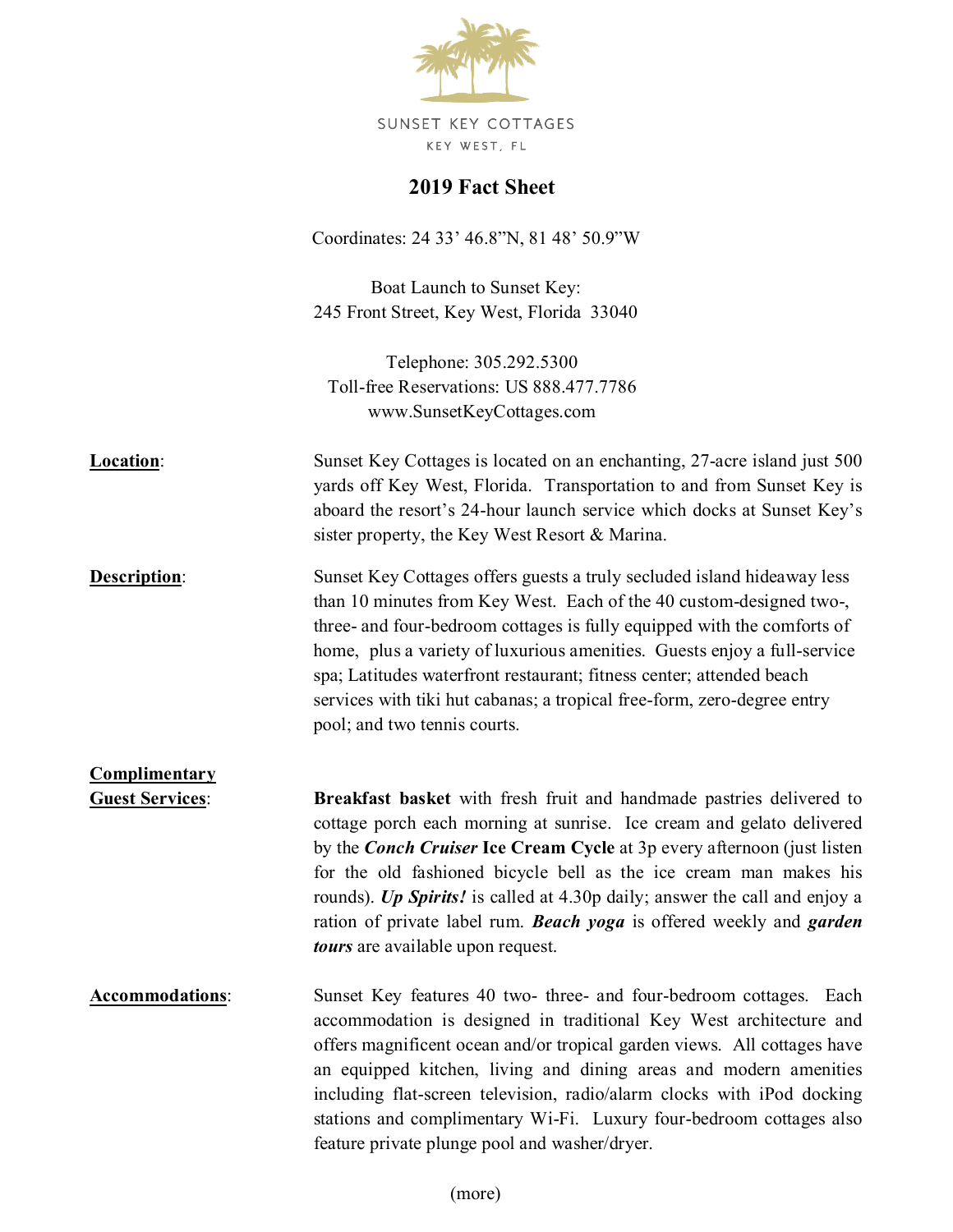SUNSET KEY COTTAGES

KEY WEST, FL

# 2019 Fact Sheet

Coordinates: 24 33' 46.8"N, 81 48' 50.9"W

Boat Launch to Sunset Key:
245 Front Street, Key West, Florida 33040

Telephone: 305.292.5300
Toll-free Reservations: US 888.477.7786
www.SunsetKeyCottages.com

**Location**: Sunset Key Cottages is located on an enchanting, 27-acre island just 500 yards off Key West, Florida. Transportation to and from Sunset Key is aboard the resort's 24-hour launch service which docks at Sunset Key's sister property, the Key West Resort & Marina.

**Description**: Sunset Key Cottages offers guests a truly secluded island hideaway less than 10 minutes from Key West. Each of the 40 custom-designed two-, three- and four-bedroom cottages is fully equipped with the comforts of home, plus a variety of luxurious amenities. Guests enjoy a full-service spa; Latitudes waterfront restaurant; fitness center; attended beach services with tiki hut cabanas; a tropical free-form, zero-degree entry pool; and two tennis courts.

**Complimentary Guest Services**: **Breakfast basket** with fresh fruit and handmade pastries delivered to cottage porch each morning at sunrise. Ice cream and gelato delivered by the ***Conch Cruiser*** **Ice Cream Cycle** at 3p every afternoon (just listen for the old fashioned bicycle bell as the ice cream man makes his rounds). ***Up Spirits!*** is called at 4.30p daily; answer the call and enjoy a ration of private label rum. ***Beach yoga*** is offered weekly and ***garden tours*** are available upon request.

**Accommodations**: Sunset Key features 40 two- three- and four-bedroom cottages. Each accommodation is designed in traditional Key West architecture and offers magnificent ocean and/or tropical garden views. All cottages have an equipped kitchen, living and dining areas and modern amenities including flat-screen television, radio/alarm clocks with iPod docking stations and complimentary Wi-Fi. Luxury four-bedroom cottages also feature private plunge pool and washer/dryer.

(more)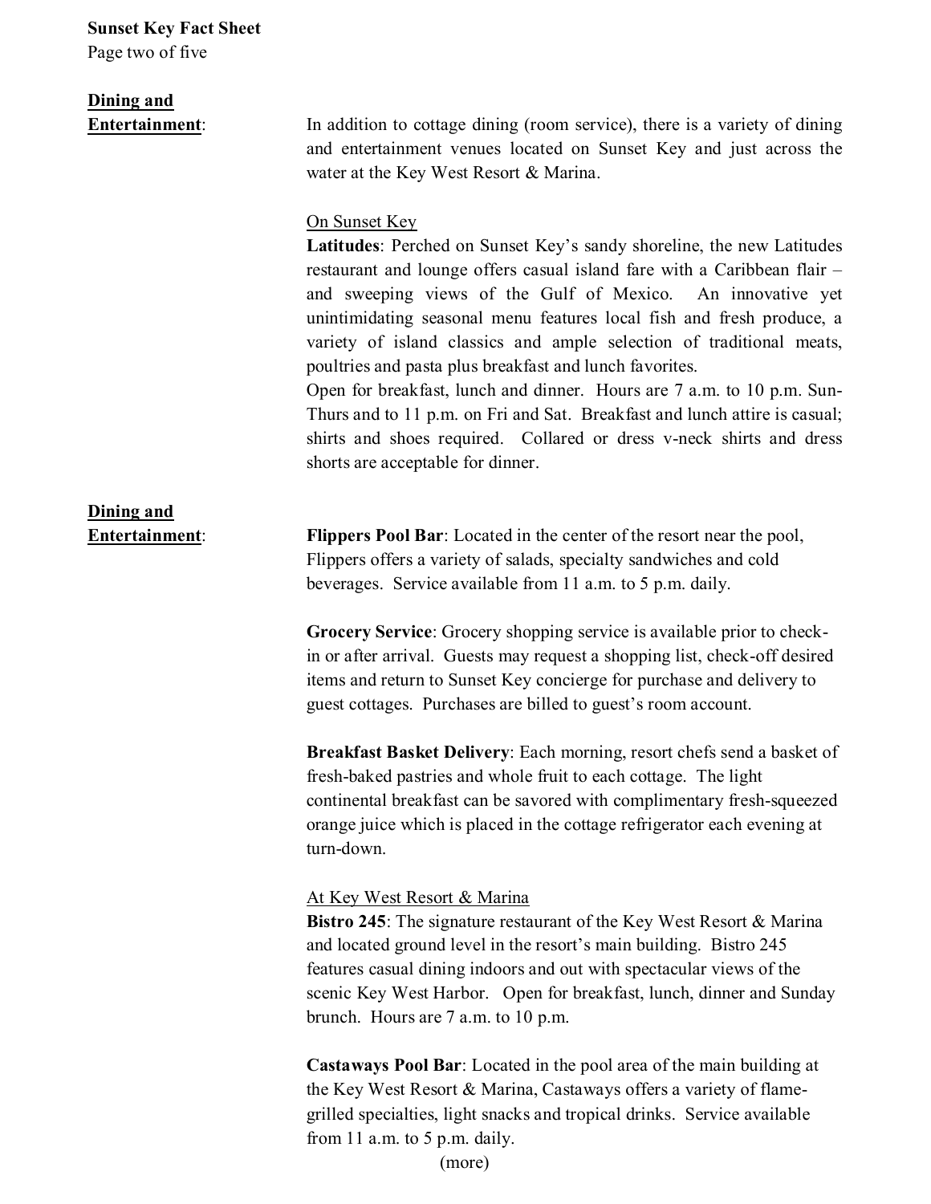**Sunset Key Fact Sheet**

**Dining and Entertainment**:

In addition to cottage dining (room service), there is a variety of dining and entertainment venues located on Sunset Key and just across the water at the Key West Resort & Marina.

<u>On Sunset Key</u>

**Latitudes**: Perched on Sunset Key's sandy shoreline, the new Latitudes restaurant and lounge offers casual island fare with a Caribbean flair – and sweeping views of the Gulf of Mexico. An innovative yet unintimidating seasonal menu features local fish and fresh produce, a variety of island classics and ample selection of traditional meats, poultries and pasta plus breakfast and lunch favorites.
Open for breakfast, lunch and dinner. Hours are 7 a.m. to 10 p.m. Sun-Thurs and to 11 p.m. on Fri and Sat. Breakfast and lunch attire is casual; shirts and shoes required. Collared or dress v-neck shirts and dress shorts are acceptable for dinner.

**Dining and Entertainment**:

**Flippers Pool Bar**: Located in the center of the resort near the pool, Flippers offers a variety of salads, specialty sandwiches and cold beverages. Service available from 11 a.m. to 5 p.m. daily.

**Grocery Service**: Grocery shopping service is available prior to check-in or after arrival. Guests may request a shopping list, check-off desired items and return to Sunset Key concierge for purchase and delivery to guest cottages. Purchases are billed to guest's room account.

**Breakfast Basket Delivery**: Each morning, resort chefs send a basket of fresh-baked pastries and whole fruit to each cottage. The light continental breakfast can be savored with complimentary fresh-squeezed orange juice which is placed in the cottage refrigerator each evening at turn-down.

<u>At Key West Resort & Marina</u>

**Bistro 245**: The signature restaurant of the Key West Resort & Marina and located ground level in the resort's main building. Bistro 245 features casual dining indoors and out with spectacular views of the scenic Key West Harbor. Open for breakfast, lunch, dinner and Sunday brunch. Hours are 7 a.m. to 10 p.m.

**Castaways Pool Bar**: Located in the pool area of the main building at the Key West Resort & Marina, Castaways offers a variety of flame-grilled specialties, light snacks and tropical drinks. Service available from 11 a.m. to 5 p.m. daily.

(more)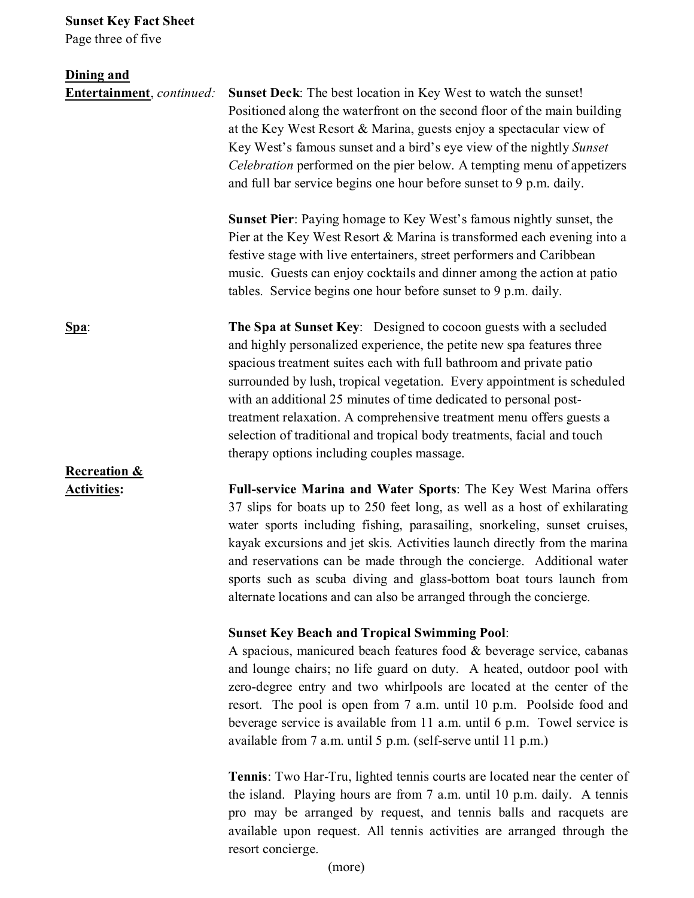**Sunset Key Fact Sheet**
Page three of five

**Dining and Entertainment**, *continued:*

**Sunset Deck**: The best location in Key West to watch the sunset! Positioned along the waterfront on the second floor of the main building at the Key West Resort & Marina, guests enjoy a spectacular view of Key West's famous sunset and a bird's eye view of the nightly *Sunset Celebration* performed on the pier below. A tempting menu of appetizers and full bar service begins one hour before sunset to 9 p.m. daily.

**Sunset Pier**: Paying homage to Key West's famous nightly sunset, the Pier at the Key West Resort & Marina is transformed each evening into a festive stage with live entertainers, street performers and Caribbean music. Guests can enjoy cocktails and dinner among the action at patio tables. Service begins one hour before sunset to 9 p.m. daily.

**Spa**:

**The Spa at Sunset Key**: Designed to cocoon guests with a secluded and highly personalized experience, the petite new spa features three spacious treatment suites each with full bathroom and private patio surrounded by lush, tropical vegetation. Every appointment is scheduled with an additional 25 minutes of time dedicated to personal post-treatment relaxation. A comprehensive treatment menu offers guests a selection of traditional and tropical body treatments, facial and touch therapy options including couples massage.

**Recreation & Activities:**

**Full-service Marina and Water Sports**: The Key West Marina offers 37 slips for boats up to 250 feet long, as well as a host of exhilarating water sports including fishing, parasailing, snorkeling, sunset cruises, kayak excursions and jet skis. Activities launch directly from the marina and reservations can be made through the concierge. Additional water sports such as scuba diving and glass-bottom boat tours launch from alternate locations and can also be arranged through the concierge.

**Sunset Key Beach and Tropical Swimming Pool**:
A spacious, manicured beach features food & beverage service, cabanas and lounge chairs; no life guard on duty. A heated, outdoor pool with zero-degree entry and two whirlpools are located at the center of the resort. The pool is open from 7 a.m. until 10 p.m. Poolside food and beverage service is available from 11 a.m. until 6 p.m. Towel service is available from 7 a.m. until 5 p.m. (self-serve until 11 p.m.)

**Tennis**: Two Har-Tru, lighted tennis courts are located near the center of the island. Playing hours are from 7 a.m. until 10 p.m. daily. A tennis pro may be arranged by request, and tennis balls and racquets are available upon request. All tennis activities are arranged through the resort concierge.

(more)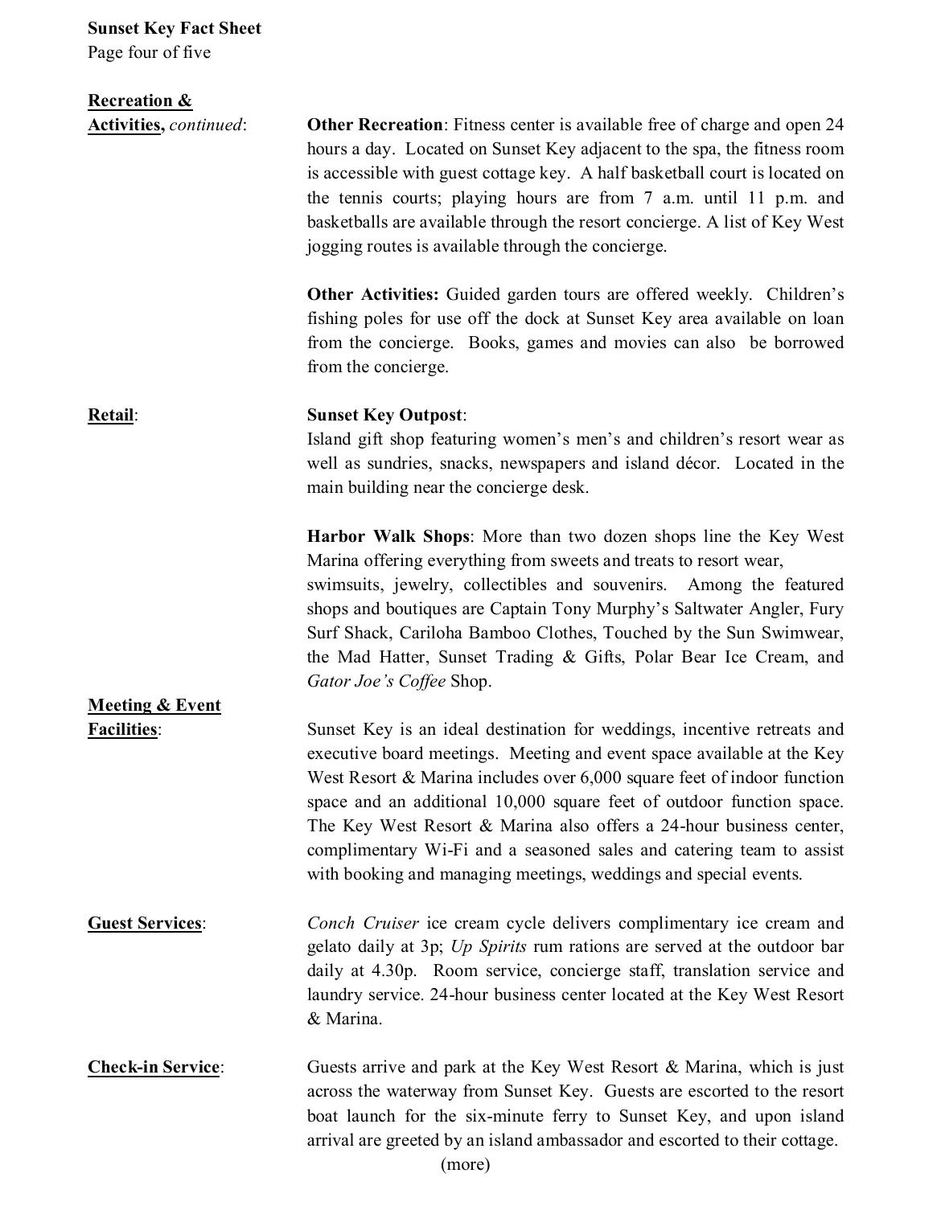**Sunset Key Fact Sheet**
Page four of five

**Recreation & Activities,** *continued*:

**Other Recreation**: Fitness center is available free of charge and open 24 hours a day. Located on Sunset Key adjacent to the spa, the fitness room is accessible with guest cottage key. A half basketball court is located on the tennis courts; playing hours are from 7 a.m. until 11 p.m. and basketballs are available through the resort concierge. A list of Key West jogging routes is available through the concierge.

**Other Activities:** Guided garden tours are offered weekly. Children's fishing poles for use off the dock at Sunset Key area available on loan from the concierge. Books, games and movies can also be borrowed from the concierge.

**Retail**:

**Sunset Key Outpost**:
Island gift shop featuring women's men's and children's resort wear as well as sundries, snacks, newspapers and island décor. Located in the main building near the concierge desk.

**Harbor Walk Shops**: More than two dozen shops line the Key West Marina offering everything from sweets and treats to resort wear, swimsuits, jewelry, collectibles and souvenirs. Among the featured shops and boutiques are Captain Tony Murphy's Saltwater Angler, Fury Surf Shack, Cariloha Bamboo Clothes, Touched by the Sun Swimwear, the Mad Hatter, Sunset Trading & Gifts, Polar Bear Ice Cream, and *Gator Joe's Coffee* Shop.

**Meeting & Event Facilities**:

Sunset Key is an ideal destination for weddings, incentive retreats and executive board meetings. Meeting and event space available at the Key West Resort & Marina includes over 6,000 square feet of indoor function space and an additional 10,000 square feet of outdoor function space. The Key West Resort & Marina also offers a 24-hour business center, complimentary Wi-Fi and a seasoned sales and catering team to assist with booking and managing meetings, weddings and special events.

**Guest Services**:

*Conch Cruiser* ice cream cycle delivers complimentary ice cream and gelato daily at 3p; *Up Spirits* rum rations are served at the outdoor bar daily at 4.30p. Room service, concierge staff, translation service and laundry service. 24-hour business center located at the Key West Resort & Marina.

**Check-in Service**:

Guests arrive and park at the Key West Resort & Marina, which is just across the waterway from Sunset Key. Guests are escorted to the resort boat launch for the six-minute ferry to Sunset Key, and upon island arrival are greeted by an island ambassador and escorted to their cottage.

(more)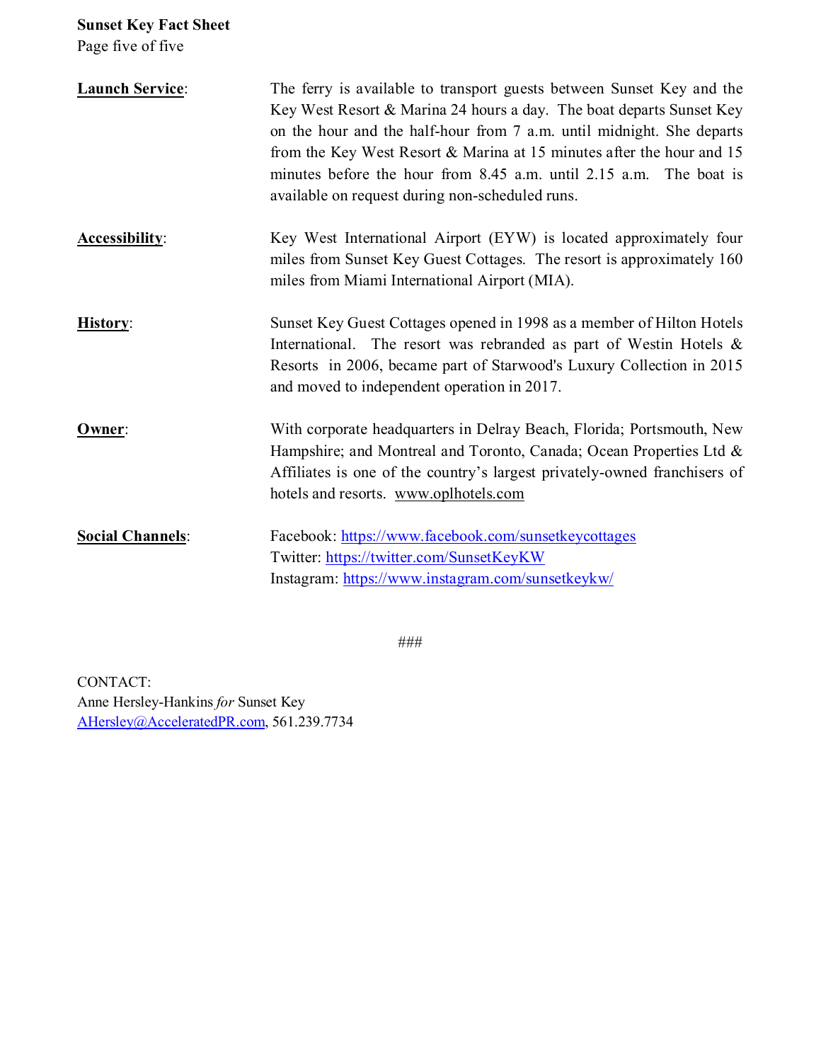**Sunset Key Fact Sheet**
Page five of five

**Launch Service**: The ferry is available to transport guests between Sunset Key and the Key West Resort & Marina 24 hours a day. The boat departs Sunset Key on the hour and the half-hour from 7 a.m. until midnight. She departs from the Key West Resort & Marina at 15 minutes after the hour and 15 minutes before the hour from 8.45 a.m. until 2.15 a.m. The boat is available on request during non-scheduled runs.

**Accessibility**: Key West International Airport (EYW) is located approximately four miles from Sunset Key Guest Cottages. The resort is approximately 160 miles from Miami International Airport (MIA).

**History**: Sunset Key Guest Cottages opened in 1998 as a member of Hilton Hotels International. The resort was rebranded as part of Westin Hotels & Resorts in 2006, became part of Starwood's Luxury Collection in 2015 and moved to independent operation in 2017.

**Owner**: With corporate headquarters in Delray Beach, Florida; Portsmouth, New Hampshire; and Montreal and Toronto, Canada; Ocean Properties Ltd & Affiliates is one of the country's largest privately-owned franchisers of hotels and resorts. www.oplhotels.com

**Social Channels**:
Facebook: https://www.facebook.com/sunsetkeycottages
Twitter: https://twitter.com/SunsetKeyKW
Instagram: https://www.instagram.com/sunsetkeykw/

###

CONTACT:
Anne Hersley-Hankins *for* Sunset Key
AHersley@AcceleratedPR.com, 561.239.7734